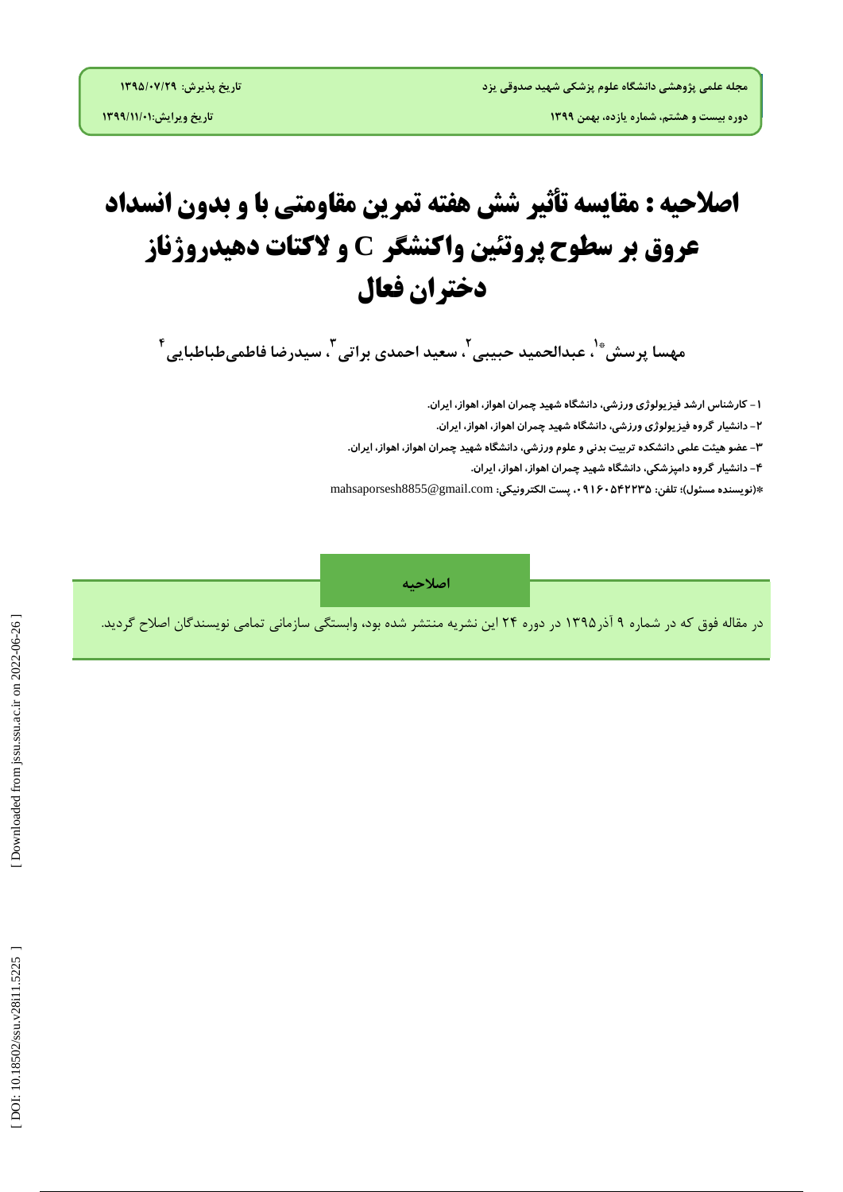تاریخ پذیرش: ۱۳۹۵/۰۷/۲۹

تاریخ ویرایش:۱۳۹۹/۱۱/۰۱

# اصلاحیه : مقایسه تأثیر شش هفته تمرین مقاومتی با و بدون انسداد عروق بر سطوح پروتئین واکنشگر C و لاکتات دهیدروژناز دختران فعال

مهسا پرسش*[1]، عبدالحمید حبیبی[2]، سعید احمدی براتی[3]، سیدرضا فاطمی‌طباطبایی[4]

۱- کارشناس ارشد فیزیولوژی ورزشی، دانشگاه شهید چمران اهواز، اهواز، ایران.

۲- دانشیار گروه فیزیولوژی ورزشی، دانشگاه شهید چمران اهواز، اهواز، ایران.

۳- عضو هیئت علمی دانشکده تربیت بدنی و علوم ورزشی، دانشگاه شهید چمران اهواز، اهواز، ایران.

۴- دانشیار گروه دامپزشکی، دانشگاه شهید چمران اهواز، اهواز، ایران.

*(نویسنده مسئول)؛ تلفن: ۰۹۱۶۰۵۴۲۲۳۵، پست الکترونیکی: mahsaporsesh8855@gmail.com

## اصلاحیه

در مقاله فوق که در شماره ۹ آذر۱۳۹۵ در دوره ۲۴ این نشریه منتشر شده بود، وابستگی سازمانی تمامی نویسندگان اصلاح گردید.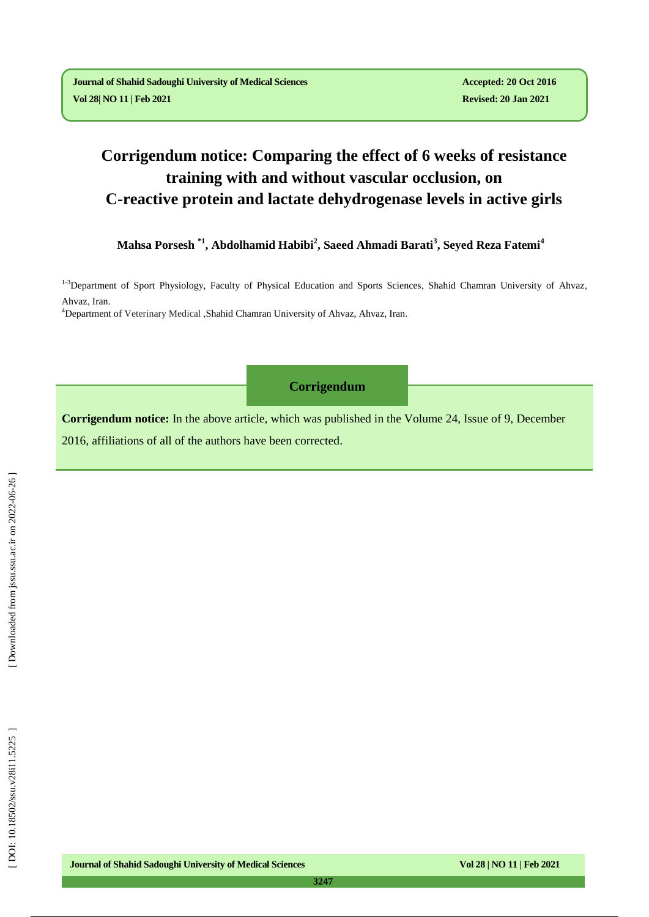Accepted: 20 Oct 2016

Revised: 20 Jan 2021

# Corrigendum notice: Comparing the effect of 6 weeks of resistance training with and without vascular occlusion, on C-reactive protein and lactate dehydrogenase levels in active girls

**Mahsa Porsesh [*1], Abdolhamid Habibi[2], Saeed Ahmadi Barati[3], Seyed Reza Fatemi[4]**

[1-3]Department of Sport Physiology, Faculty of Physical Education and Sports Sciences, Shahid Chamran University of Ahvaz, Ahvaz, Iran.

[4]Department of Veterinary Medical ,Shahid Chamran University of Ahvaz, Ahvaz, Iran.

## Corrigendum

**Corrigendum notice:** In the above article, which was published in the Volume 24, Issue of 9, December 2016, affiliations of all of the authors have been corrected.